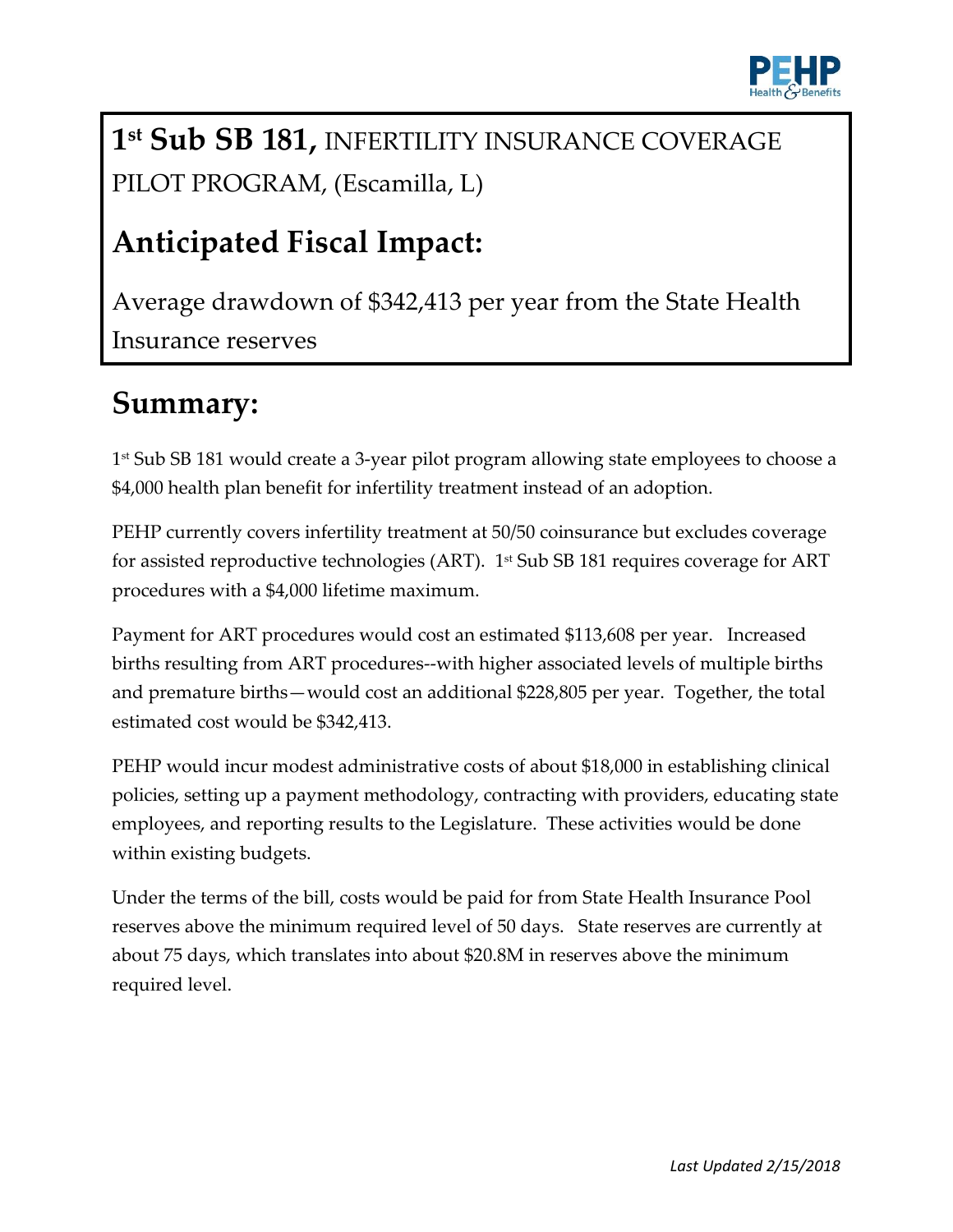# 1st Sub SB 181, INFERTILITY INSURANCE COVERAGE PILOT PROGRAM, (Escamilla, L)

## Anticipated Fiscal Impact:

Average drawdown of $342,413 per year from the State Health Insurance reserves

## Summary:

1st Sub SB 181 would create a 3-year pilot program allowing state employees to choose a $4,000 health plan benefit for infertility treatment instead of an adoption.

PEHP currently covers infertility treatment at 50/50 coinsurance but excludes coverage for assisted reproductive technologies (ART). 1st Sub SB 181 requires coverage for ART procedures with a $4,000 lifetime maximum.

Payment for ART procedures would cost an estimated $113,608 per year. Increased births resulting from ART procedures--with higher associated levels of multiple births and premature births—would cost an additional $228,805 per year. Together, the total estimated cost would be $342,413.

PEHP would incur modest administrative costs of about $18,000 in establishing clinical policies, setting up a payment methodology, contracting with providers, educating state employees, and reporting results to the Legislature. These activities would be done within existing budgets.

Under the terms of the bill, costs would be paid for from State Health Insurance Pool reserves above the minimum required level of 50 days. State reserves are currently at about 75 days, which translates into about $20.8M in reserves above the minimum required level.

*Last Updated 2/15/2018*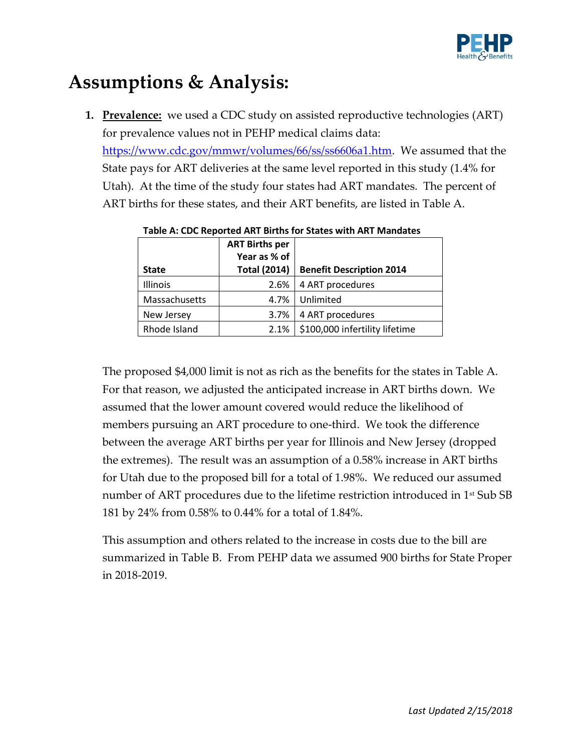# Assumptions & Analysis:

1. **Prevalence:** we used a CDC study on assisted reproductive technologies (ART) for prevalence values not in PEHP medical claims data: https://www.cdc.gov/mmwr/volumes/66/ss/ss6606a1.htm. We assumed that the State pays for ART deliveries at the same level reported in this study (1.4% for Utah). At the time of the study four states had ART mandates. The percent of ART births for these states, and their ART benefits, are listed in Table A.

**Table A: CDC Reported ART Births for States with ART Mandates**

| State | ART Births per Year as % of Total (2014) | Benefit Description 2014 |
|---|---|---|
| Illinois | 2.6% | 4 ART procedures |
| Massachusetts | 4.7% | Unlimited |
| New Jersey | 3.7% | 4 ART procedures |
| Rhode Island | 2.1% | $100,000 infertility lifetime |

The proposed $4,000 limit is not as rich as the benefits for the states in Table A. For that reason, we adjusted the anticipated increase in ART births down. We assumed that the lower amount covered would reduce the likelihood of members pursuing an ART procedure to one-third. We took the difference between the average ART births per year for Illinois and New Jersey (dropped the extremes). The result was an assumption of a 0.58% increase in ART births for Utah due to the proposed bill for a total of 1.98%. We reduced our assumed number of ART procedures due to the lifetime restriction introduced in 1st Sub SB 181 by 24% from 0.58% to 0.44% for a total of 1.84%.

This assumption and others related to the increase in costs due to the bill are summarized in Table B. From PEHP data we assumed 900 births for State Proper in 2018-2019.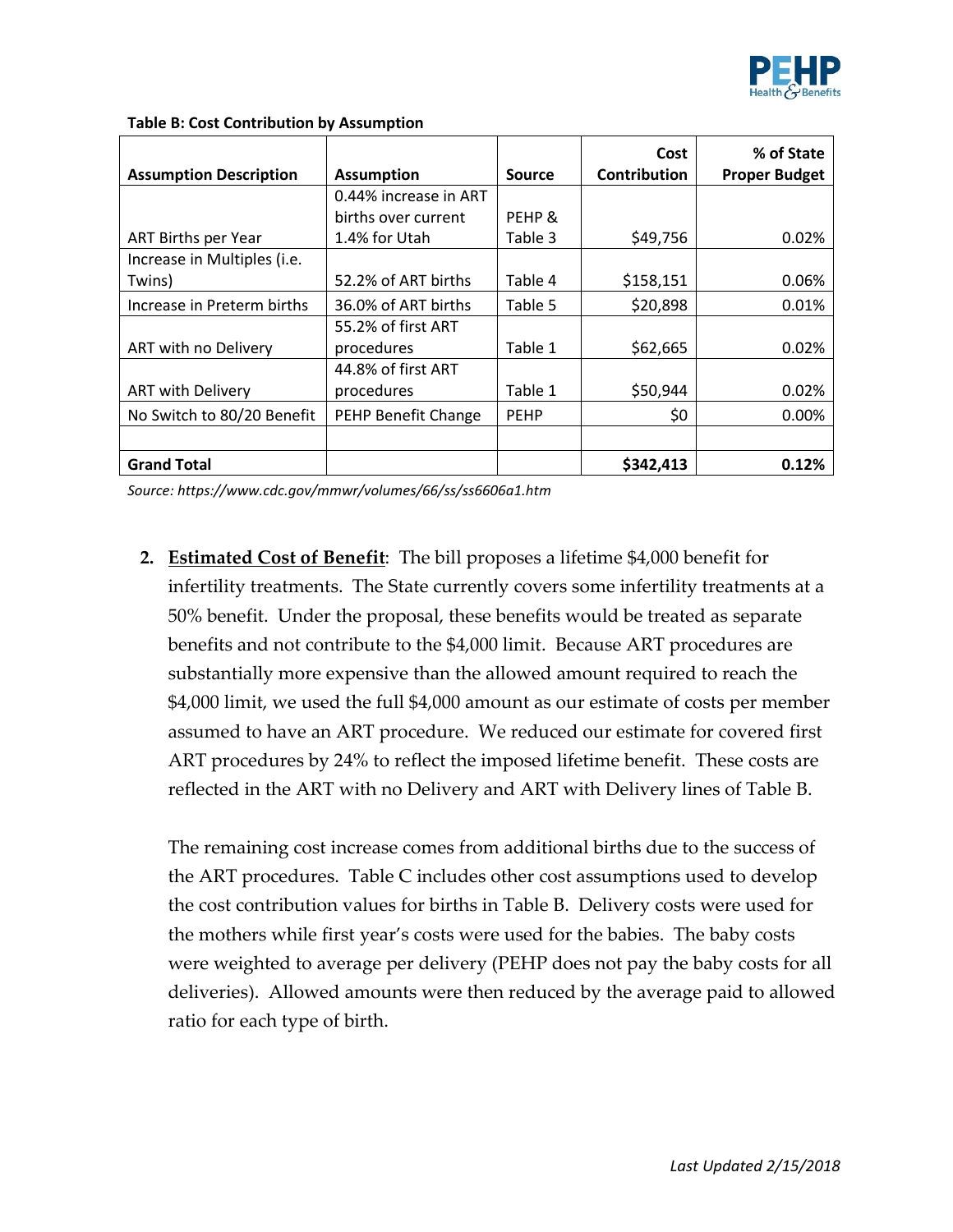**Table B: Cost Contribution by Assumption**

| Assumption Description | Assumption | Source | Cost Contribution | % of State Proper Budget |
|---|---|---|---|---|
| ART Births per Year | 0.44% increase in ART births over current 1.4% for Utah | PEHP & Table 3 | $49,756 | 0.02% |
| Increase in Multiples (i.e. Twins) | 52.2% of ART births | Table 4 | $158,151 | 0.06% |
| Increase in Preterm births | 36.0% of ART births | Table 5 | $20,898 | 0.01% |
| ART with no Delivery | 55.2% of first ART procedures | Table 1 | $62,665 | 0.02% |
| ART with Delivery | 44.8% of first ART procedures | Table 1 | $50,944 | 0.02% |
| No Switch to 80/20 Benefit | PEHP Benefit Change | PEHP | $0 | 0.00% |
| | | | | |
| **Grand Total** | | | **$342,413** | **0.12%** |

*Source: https://www.cdc.gov/mmwr/volumes/66/ss/ss6606a1.htm*

2. **Estimated Cost of Benefit**: The bill proposes a lifetime $4,000 benefit for infertility treatments. The State currently covers some infertility treatments at a 50% benefit. Under the proposal, these benefits would be treated as separate benefits and not contribute to the $4,000 limit. Because ART procedures are substantially more expensive than the allowed amount required to reach the $4,000 limit, we used the full $4,000 amount as our estimate of costs per member assumed to have an ART procedure. We reduced our estimate for covered first ART procedures by 24% to reflect the imposed lifetime benefit. These costs are reflected in the ART with no Delivery and ART with Delivery lines of Table B.

   The remaining cost increase comes from additional births due to the success of the ART procedures. Table C includes other cost assumptions used to develop the cost contribution values for births in Table B. Delivery costs were used for the mothers while first year's costs were used for the babies. The baby costs were weighted to average per delivery (PEHP does not pay the baby costs for all deliveries). Allowed amounts were then reduced by the average paid to allowed ratio for each type of birth.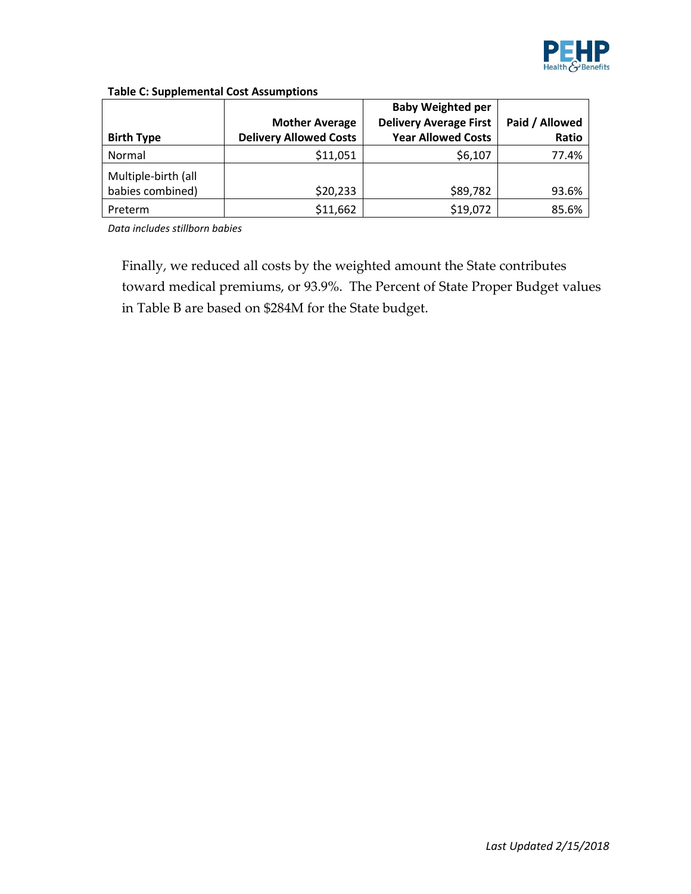**Table C: Supplemental Cost Assumptions**

| Birth Type | Mother Average Delivery Allowed Costs | Baby Weighted per Delivery Average First Year Allowed Costs | Paid / Allowed Ratio |
|---|---|---|---|
| Normal | $11,051 | $6,107 | 77.4% |
| Multiple-birth (all babies combined) | $20,233 | $89,782 | 93.6% |
| Preterm | $11,662 | $19,072 | 85.6% |

*Data includes stillborn babies*

Finally, we reduced all costs by the weighted amount the State contributes toward medical premiums, or 93.9%. The Percent of State Proper Budget values in Table B are based on $284M for the State budget.

*Last Updated 2/15/2018*